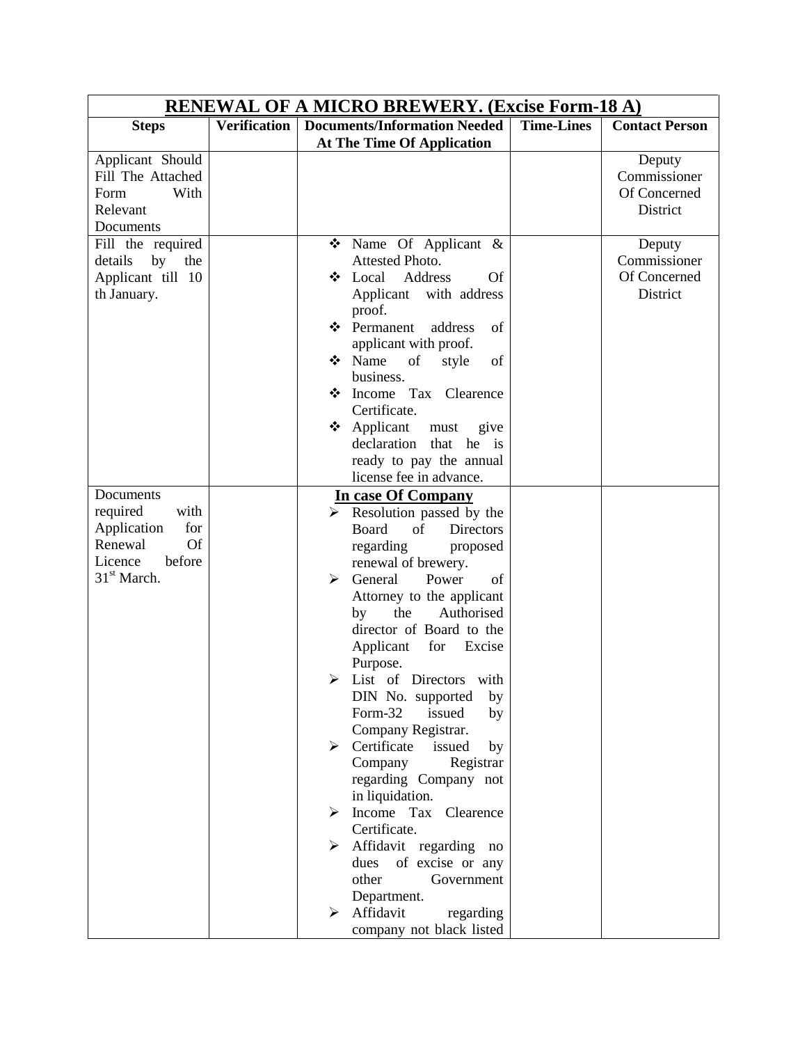| **RENEWAL OF A MICRO BREWERY. (Excise Form-18 A)** | | | | |
|---|---|---|---|---|
| **Steps** | **Verification** | **Documents/Information Needed At The Time Of Application** | **Time-Lines** | **Contact Person** |
| Applicant Should Fill The Attached Form With Relevant Documents | | | | Deputy Commissioner Of Concerned District |
| Fill the required details by the Applicant till 10 th January. | | ❖ Name Of Applicant & Attested Photo.<br>❖ Local Address Of Applicant with address proof.<br>❖ Permanent address of applicant with proof.<br>❖ Name of style of business.<br>❖ Income Tax Clearence Certificate.<br>❖ Applicant must give declaration that he is ready to pay the annual license fee in advance. | | Deputy Commissioner Of Concerned District |
| Documents required with Application for Renewal Of Licence before 31st March. | | **In case Of Company**<br>➢ Resolution passed by the Board of Directors regarding proposed renewal of brewery.<br>➢ General Power of Attorney to the applicant by the Authorised director of Board to the Applicant for Excise Purpose.<br>➢ List of Directors with DIN No. supported by Form-32 issued by Company Registrar.<br>➢ Certificate issued by Company Registrar regarding Company not in liquidation.<br>➢ Income Tax Clearence Certificate.<br>➢ Affidavit regarding no dues of excise or any other Government Department.<br>➢ Affidavit regarding company not black listed | | |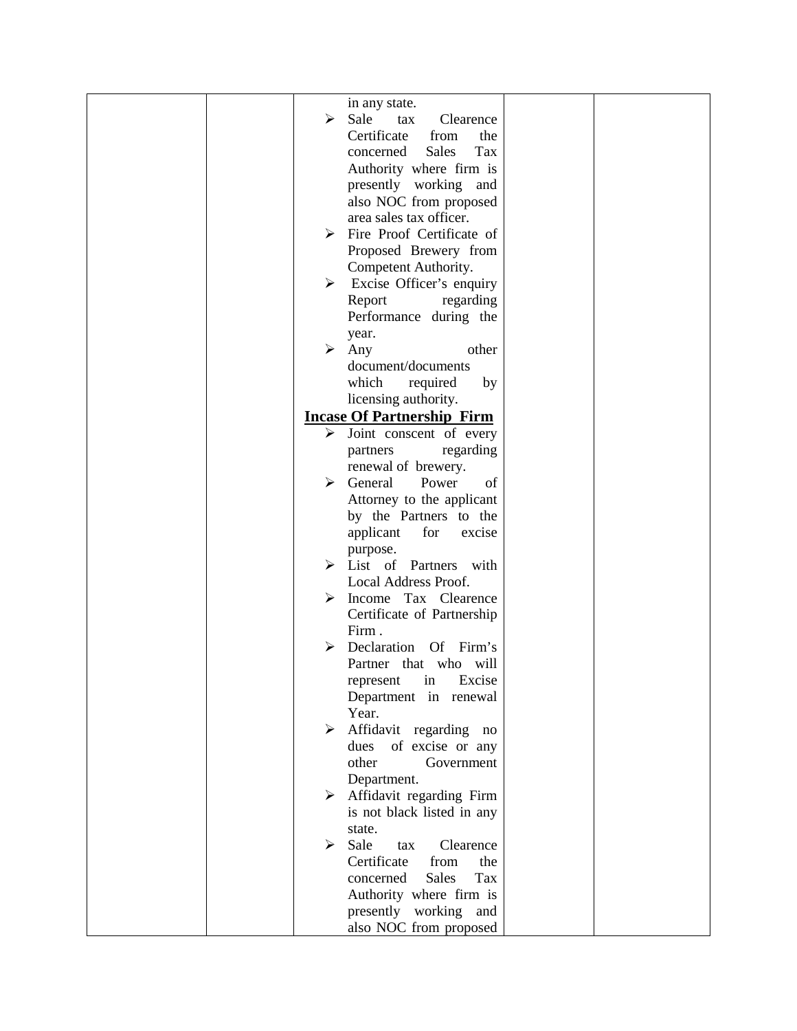| | | in any state.<br>➢ Sale tax Clearence Certificate from the concerned Sales Tax Authority where firm is presently working and also NOC from proposed area sales tax officer.<br>➢ Fire Proof Certificate of Proposed Brewery from Competent Authority.<br>➢ Excise Officer's enquiry Report regarding Performance during the year.<br>➢ Any other document/documents which required by licensing authority.<br>**<u>Incase Of Partnership Firm</u>**<br>➢ Joint conscent of every partners regarding renewal of brewery.<br>➢ General Power of Attorney to the applicant by the Partners to the applicant for excise purpose.<br>➢ List of Partners with Local Address Proof.<br>➢ Income Tax Clearence Certificate of Partnership Firm .<br>➢ Declaration Of Firm's Partner that who will represent in Excise Department in renewal Year.<br>➢ Affidavit regarding no dues of excise or any other Government Department.<br>➢ Affidavit regarding Firm is not black listed in any state.<br>➢ Sale tax Clearence Certificate from the concerned Sales Tax Authority where firm is presently working and also NOC from proposed | | |
|---|---|---|---|---|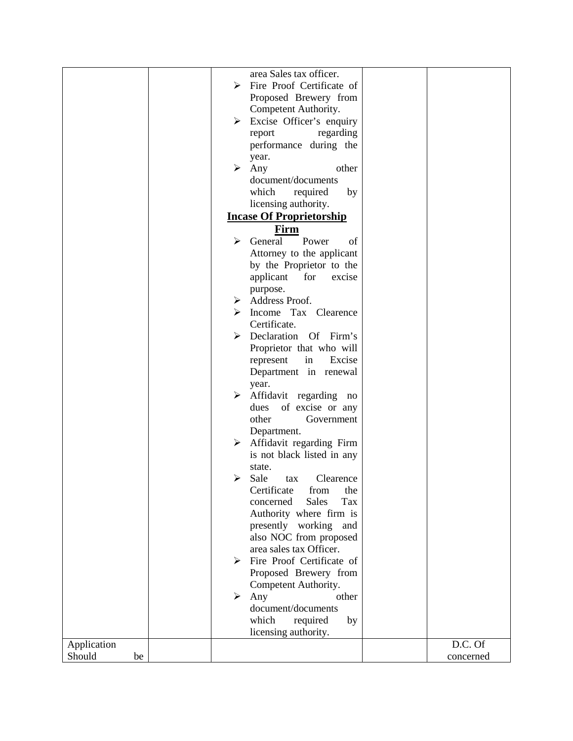| | | | | |
|---|---|---|---|---|
| | | area Sales tax officer.<br>➢ Fire Proof Certificate of Proposed Brewery from Competent Authority.<br>➢ Excise Officer's enquiry report regarding performance during the year.<br>➢ Any other document/documents which required by licensing authority.<br>**<u>Incase Of Proprietorship Firm</u>**<br>➢ General Power of Attorney to the applicant by the Proprietor to the applicant for excise purpose.<br>➢ Address Proof.<br>➢ Income Tax Clearence Certificate.<br>➢ Declaration Of Firm's Proprietor that who will represent in Excise Department in renewal year.<br>➢ Affidavit regarding no dues of excise or any other Government Department.<br>➢ Affidavit regarding Firm is not black listed in any state.<br>➢ Sale tax Clearence Certificate from the concerned Sales Tax Authority where firm is presently working and also NOC from proposed area sales tax Officer.<br>➢ Fire Proof Certificate of Proposed Brewery from Competent Authority.<br>➢ Any other document/documents which required by licensing authority. | | |
| Application Should be | | | | D.C. Of concerned |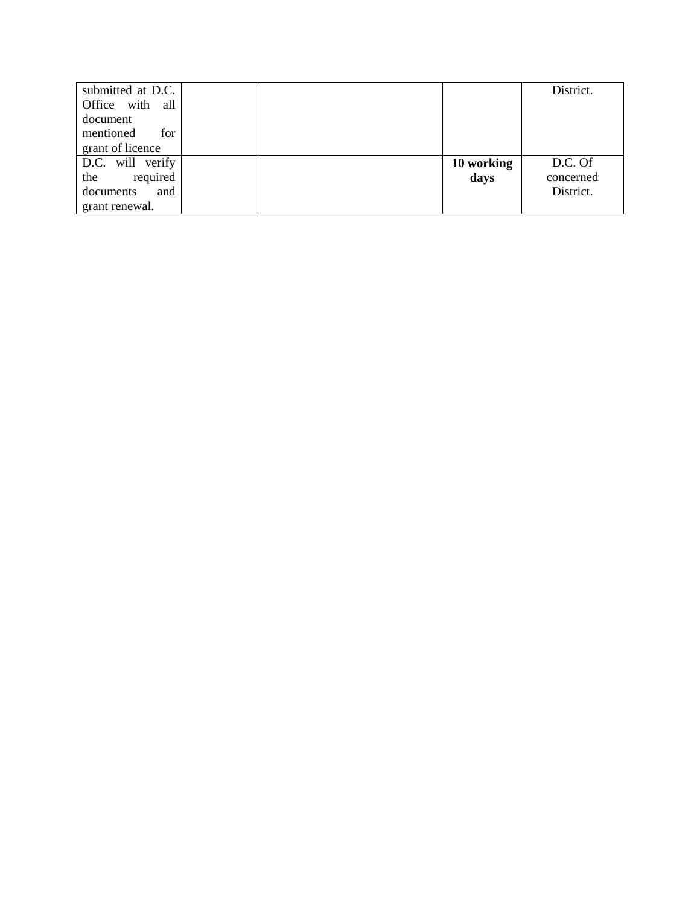| | | | | |
|---|---|---|---|---|
| submitted at D.C. Office with all document mentioned for grant of licence | | | | District. |
| D.C. will verify the required documents and grant renewal. | | | **10 working days** | D.C. Of concerned District. |